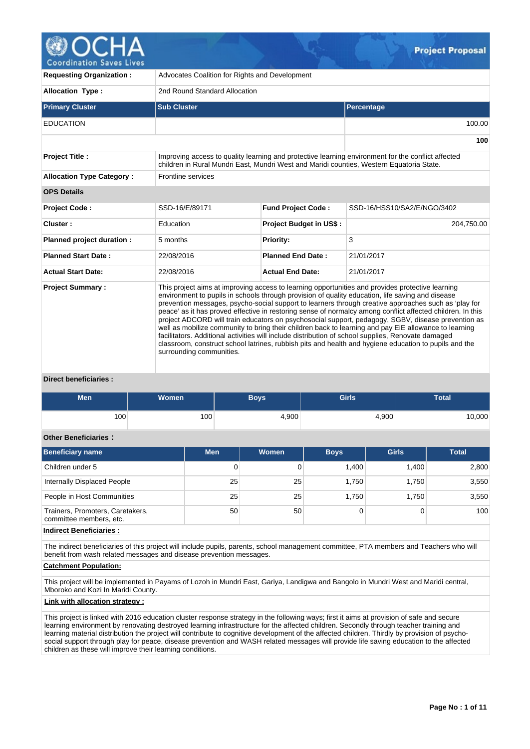# Project Proposal

| | | | |
|---|---|---|---|
| **Requesting Organization :** | Advocates Coalition for Rights and Development | | |
| **Allocation Type :** | 2nd Round Standard Allocation | | |

| **Primary Cluster** | **Sub Cluster** | **Percentage** |
|---|---|---|
| EDUCATION | | 100.00 |
| | | **100** |

| | |
|---|---|
| **Project Title :** | Improving access to quality learning and protective learning environment for the conflict affected children in Rural Mundri East, Mundri West and Maridi counties, Western Equatoria State. |
| **Allocation Type Category :** | Frontline services |

**OPS Details**

| | | | |
|---|---|---|---|
| **Project Code :** | SSD-16/E/89171 | **Fund Project Code :** | SSD-16/HSS10/SA2/E/NGO/3402 |
| **Cluster :** | Education | **Project Budget in US$ :** | 204,750.00 |
| **Planned project duration :** | 5 months | **Priority:** | 3 |
| **Planned Start Date :** | 22/08/2016 | **Planned End Date :** | 21/01/2017 |
| **Actual Start Date:** | 22/08/2016 | **Actual End Date:** | 21/01/2017 |

**Project Summary :**

This project aims at improving access to learning opportunities and provides protective learning environment to pupils in schools through provision of quality education, life saving and disease prevention messages, psycho-social support to learners through creative approaches such as 'play for peace' as it has proved effective in restoring sense of normalcy among conflict affected children. In this project ADCORD will train educators on psychosocial support, pedagogy, SGBV, disease prevention as well as mobilize community to bring their children back to learning and pay EiE allowance to learning facilitators. Additional activities will include distribution of school supplies, Renovate damaged classroom, construct school latrines, rubbish pits and health and hygiene education to pupils and the surrounding communities.

**Direct beneficiaries :**

| Men | Women | Boys | Girls | Total |
|---|---|---|---|---|
| 100 | 100 | 4,900 | 4,900 | 10,000 |

**Other Beneficiaries :**

| Beneficiary name | Men | Women | Boys | Girls | Total |
|---|---|---|---|---|---|
| Children under 5 | 0 | 0 | 1,400 | 1,400 | 2,800 |
| Internally Displaced People | 25 | 25 | 1,750 | 1,750 | 3,550 |
| People in Host Communities | 25 | 25 | 1,750 | 1,750 | 3,550 |
| Trainers, Promoters, Caretakers, committee members, etc. | 50 | 50 | 0 | 0 | 100 |

**Indirect Beneficiaries :**

The indirect beneficiaries of this project will include pupils, parents, school management committee, PTA members and Teachers who will benefit from wash related messages and disease prevention messages.

**Catchment Population:**

This project will be implemented in Payams of Lozoh in Mundri East, Gariya, Landigwa and Bangolo in Mundri West and Maridi central, Mboroko and Kozi In Maridi County.

**Link with allocation strategy :**

This project is linked with 2016 education cluster response strategy in the following ways; first it aims at provision of safe and secure learning environment by renovating destroyed learning infrastructure for the affected children. Secondly through teacher training and learning material distribution the project will contribute to cognitive development of the affected children. Thirdly by provision of psycho-social support through play for peace, disease prevention and WASH related messages will provide life saving education to the affected children as these will improve their learning conditions.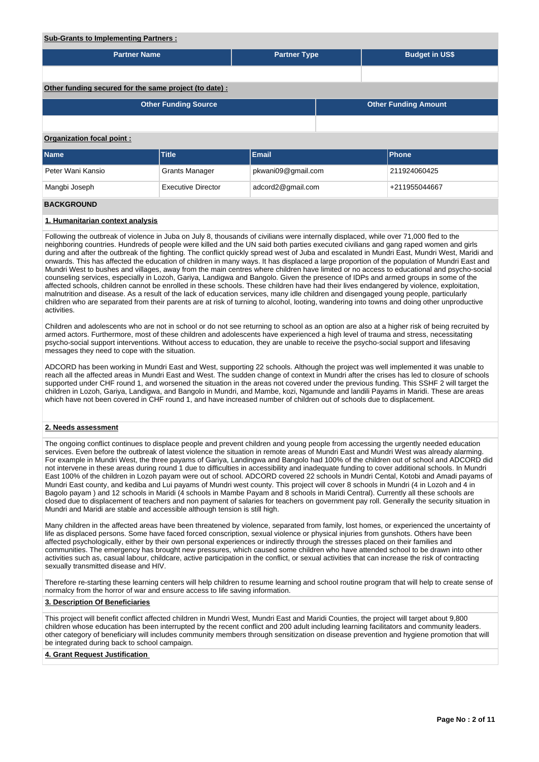**Sub-Grants to Implementing Partners :**

| Partner Name | Partner Type | Budget in US$ |
|---|---|---|
| | | |

**Other funding secured for the same project (to date) :**

| Other Funding Source | Other Funding Amount |
|---|---|
| | |

**Organization focal point :**

| Name | Title | Email | Phone |
|---|---|---|---|
| Peter Wani Kansio | Grants Manager | pkwani09@gmail.com | 211924060425 |
| Mangbi Joseph | Executive Director | adcord2@gmail.com | +211955044667 |

## BACKGROUND

### 1. Humanitarian context analysis

Following the outbreak of violence in Juba on July 8, thousands of civilians were internally displaced, while over 71,000 fled to the neighboring countries. Hundreds of people were killed and the UN said both parties executed civilians and gang raped women and girls during and after the outbreak of the fighting. The conflict quickly spread west of Juba and escalated in Mundri East, Mundri West, Maridi and onwards. This has affected the education of children in many ways. It has displaced a large proportion of the population of Mundri East and Mundri West to bushes and villages, away from the main centres where children have limited or no access to educational and psycho-social counseling services, especially in Lozoh, Gariya, Landigwa and Bangolo. Given the presence of IDPs and armed groups in some of the affected schools, children cannot be enrolled in these schools. These children have had their lives endangered by violence, exploitation, malnutrition and disease. As a result of the lack of education services, many idle children and disengaged young people, particularly children who are separated from their parents are at risk of turning to alcohol, looting, wandering into towns and doing other unproductive activities.

Children and adolescents who are not in school or do not see returning to school as an option are also at a higher risk of being recruited by armed actors. Furthermore, most of these children and adolescents have experienced a high level of trauma and stress, necessitating psycho-social support interventions. Without access to education, they are unable to receive the psycho-social support and lifesaving messages they need to cope with the situation.

ADCORD has been working in Mundri East and West, supporting 22 schools. Although the project was well implemented it was unable to reach all the affected areas in Mundri East and West. The sudden change of context in Mundri after the crises has led to closure of schools supported under CHF round 1, and worsened the situation in the areas not covered under the previous funding. This SSHF 2 will target the children in Lozoh, Gariya, Landigwa, and Bangolo in Mundri, and Mambe, kozi, Ngamunde and landili Payams in Maridi. These are areas which have not been covered in CHF round 1, and have increased number of children out of schools due to displacement.

### 2. Needs assessment

The ongoing conflict continues to displace people and prevent children and young people from accessing the urgently needed education services. Even before the outbreak of latest violence the situation in remote areas of Mundri East and Mundri West was already alarming. For example in Mundri West, the three payams of Gariya, Landingwa and Bangolo had 100% of the children out of school and ADCORD did not intervene in these areas during round 1 due to difficulties in accessibility and inadequate funding to cover additional schools. In Mundri East 100% of the children in Lozoh payam were out of school. ADCORD covered 22 schools in Mundri Cental, Kotobi and Amadi payams of Mundri East county, and kediba and Lui payams of Mundri west county. This project will cover 8 schools in Mundri (4 in Lozoh and 4 in Bagolo payam ) and 12 schools in Maridi (4 schools in Mambe Payam and 8 schools in Maridi Central). Currently all these schools are closed due to displacement of teachers and non payment of salaries for teachers on government pay roll. Generally the security situation in Mundri and Maridi are stable and accessible although tension is still high.

Many children in the affected areas have been threatened by violence, separated from family, lost homes, or experienced the uncertainty of life as displaced persons. Some have faced forced conscription, sexual violence or physical injuries from gunshots. Others have been affected psychologically, either by their own personal experiences or indirectly through the stresses placed on their families and communities. The emergency has brought new pressures, which caused some children who have attended school to be drawn into other activities such as, casual labour, childcare, active participation in the conflict, or sexual activities that can increase the risk of contracting sexually transmitted disease and HIV.

Therefore re-starting these learning centers will help children to resume learning and school routine program that will help to create sense of normalcy from the horror of war and ensure access to life saving information.

### 3. Description Of Beneficiaries

This project will benefit conflict affected children in Mundri West, Mundri East and Maridi Counties, the project will target about 9,800 children whose education has been interrupted by the recent conflict and 200 adult including learning facilitators and community leaders. other category of beneficiary will includes community members through sensitization on disease prevention and hygiene promotion that will be integrated during back to school campaign.

### 4. Grant Request Justification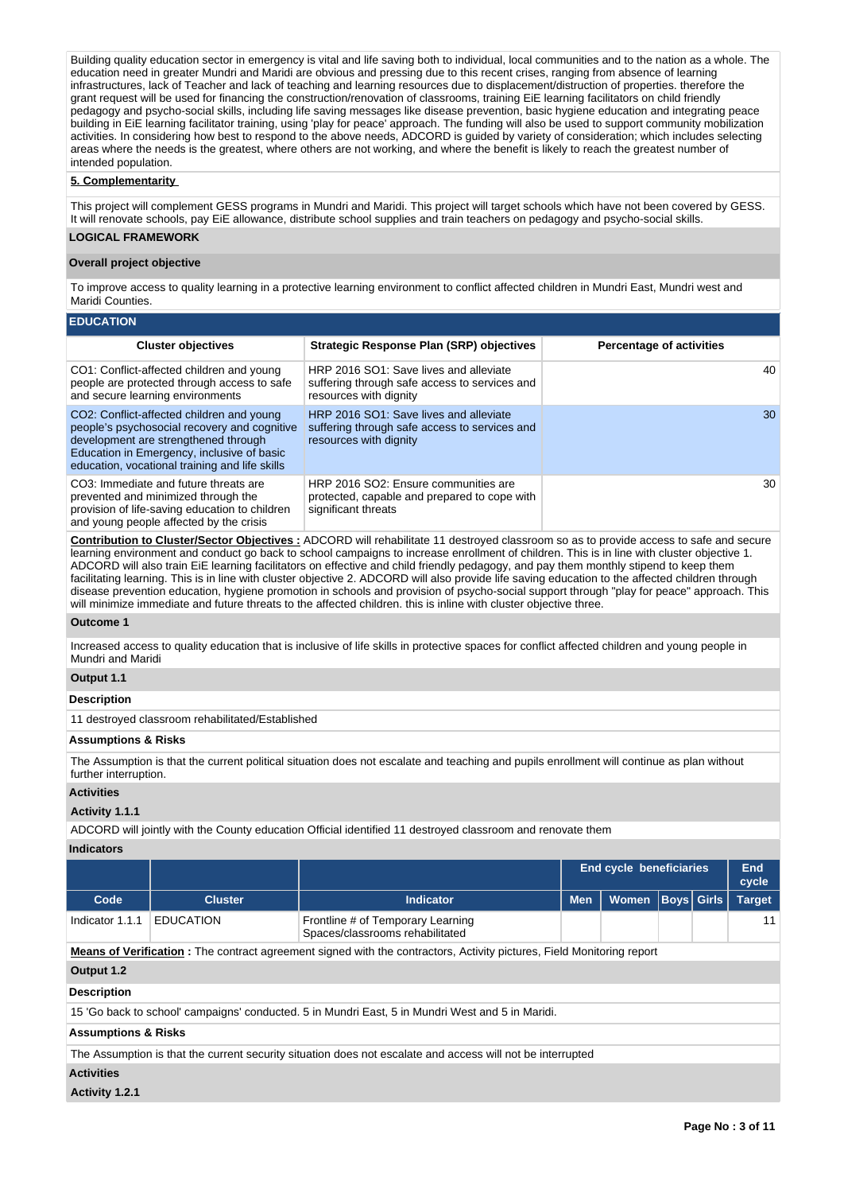Building quality education sector in emergency is vital and life saving both to individual, local communities and to the nation as a whole. The education need in greater Mundri and Maridi are obvious and pressing due to this recent crises, ranging from absence of learning infrastructures, lack of Teacher and lack of teaching and learning resources due to displacement/distruction of properties. therefore the grant request will be used for financing the construction/renovation of classrooms, training EiE learning facilitators on child friendly pedagogy and psycho-social skills, including life saving messages like disease prevention, basic hygiene education and integrating peace building in EiE learning facilitator training, using 'play for peace' approach. The funding will also be used to support community mobilization activities. In considering how best to respond to the above needs, ADCORD is guided by variety of consideration; which includes selecting areas where the needs is the greatest, where others are not working, and where the benefit is likely to reach the greatest number of intended population.

**5. Complementarity**

This project will complement GESS programs in Mundri and Maridi. This project will target schools which have not been covered by GESS. It will renovate schools, pay EiE allowance, distribute school supplies and train teachers on pedagogy and psycho-social skills.

## LOGICAL FRAMEWORK

**Overall project objective**

To improve access to quality learning in a protective learning environment to conflict affected children in Mundri East, Mundri west and Maridi Counties.

**EDUCATION**

| Cluster objectives | Strategic Response Plan (SRP) objectives | Percentage of activities |
|---|---|---|
| CO1: Conflict-affected children and young people are protected through access to safe and secure learning environments | HRP 2016 SO1: Save lives and alleviate suffering through safe access to services and resources with dignity | 40 |
| CO2: Conflict-affected children and young people's psychosocial recovery and cognitive development are strengthened through Education in Emergency, inclusive of basic education, vocational training and life skills | HRP 2016 SO1: Save lives and alleviate suffering through safe access to services and resources with dignity | 30 |
| CO3: Immediate and future threats are prevented and minimized through the provision of life-saving education to children and young people affected by the crisis | HRP 2016 SO2: Ensure communities are protected, capable and prepared to cope with significant threats | 30 |

**Contribution to Cluster/Sector Objectives :** ADCORD will rehabilitate 11 destroyed classroom so as to provide access to safe and secure learning environment and conduct go back to school campaigns to increase enrollment of children. This is in line with cluster objective 1. ADCORD will also train EiE learning facilitators on effective and child friendly pedagogy, and pay them monthly stipend to keep them facilitating learning. This is in line with cluster objective 2. ADCORD will also provide life saving education to the affected children through disease prevention education, hygiene promotion in schools and provision of psycho-social support through "play for peace" approach. This will minimize immediate and future threats to the affected children. this is inline with cluster objective three.

**Outcome 1**

Increased access to quality education that is inclusive of life skills in protective spaces for conflict affected children and young people in Mundri and Maridi

**Output 1.1**

**Description**

11 destroyed classroom rehabilitated/Established

**Assumptions & Risks**

The Assumption is that the current political situation does not escalate and teaching and pupils enrollment will continue as plan without further interruption.

**Activities**

**Activity 1.1.1**

ADCORD will jointly with the County education Official identified 11 destroyed classroom and renovate them

**Indicators**

| | | | End cycle beneficiaries | | | | End cycle |
|---|---|---|---|---|---|---|---|
| Code | Cluster | Indicator | Men | Women | Boys | Girls | Target |
| Indicator 1.1.1 | EDUCATION | Frontline # of Temporary Learning Spaces/classrooms rehabilitated | | | | | 11 |

**Means of Verification :** The contract agreement signed with the contractors, Activity pictures, Field Monitoring report

**Output 1.2**

**Description**

15 'Go back to school' campaigns' conducted. 5 in Mundri East, 5 in Mundri West and 5 in Maridi.

**Assumptions & Risks**

The Assumption is that the current security situation does not escalate and access will not be interrupted

**Activities**

**Activity 1.2.1**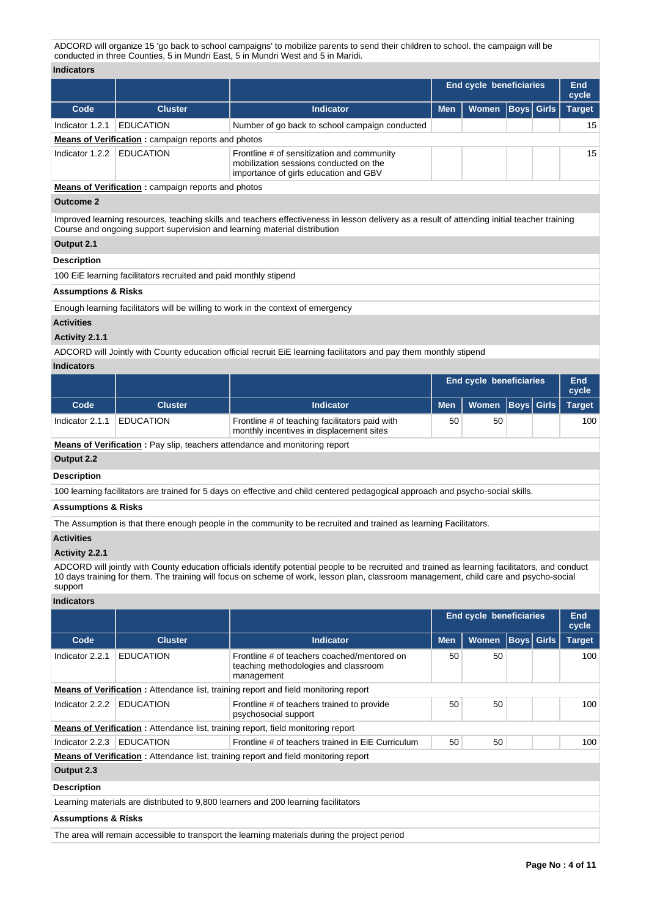ADCORD will organize 15 'go back to school campaigns' to mobilize parents to send their children to school. the campaign will be conducted in three Counties, 5 in Mundri East, 5 in Mundri West and 5 in Maridi.

**Indicators**

| | | | End cycle beneficiaries | | | | End cycle |
|---|---|---|---|---|---|---|---|
| **Code** | **Cluster** | **Indicator** | **Men** | **Women** | **Boys** | **Girls** | **Target** |
| Indicator 1.2.1 | EDUCATION | Number of go back to school campaign conducted | | | | | 15 |
| **Means of Verification** : campaign reports and photos | | | | | | | |
| Indicator 1.2.2 | EDUCATION | Frontline # of sensitization and community mobilization sessions conducted on the importance of girls education and GBV | | | | | 15 |
| **Means of Verification** : campaign reports and photos | | | | | | | |

**Outcome 2**

Improved learning resources, teaching skills and teachers effectiveness in lesson delivery as a result of attending initial teacher training Course and ongoing support supervision and learning material distribution

**Output 2.1**

**Description**

100 EiE learning facilitators recruited and paid monthly stipend

**Assumptions & Risks**

Enough learning facilitators will be willing to work in the context of emergency

**Activities**

**Activity 2.1.1**

ADCORD will Jointly with County education official recruit EiE learning facilitators and pay them monthly stipend

**Indicators**

| | | | End cycle beneficiaries | | | | End cycle |
|---|---|---|---|---|---|---|---|
| **Code** | **Cluster** | **Indicator** | **Men** | **Women** | **Boys** | **Girls** | **Target** |
| Indicator 2.1.1 | EDUCATION | Frontline # of teaching facilitators paid with monthly incentives in displacement sites | 50 | 50 | | | 100 |
| **Means of Verification** : Pay slip, teachers attendance and monitoring report | | | | | | | |

**Output 2.2**

**Description**

100 learning facilitators are trained for 5 days on effective and child centered pedagogical approach and psycho-social skills.

**Assumptions & Risks**

The Assumption is that there enough people in the community to be recruited and trained as learning Facilitators.

**Activities**

**Activity 2.2.1**

ADCORD will jointly with County education officials identify potential people to be recruited and trained as learning facilitators, and conduct 10 days training for them. The training will focus on scheme of work, lesson plan, classroom management, child care and psycho-social support

**Indicators**

| | | | End cycle beneficiaries | | | | End cycle |
|---|---|---|---|---|---|---|---|
| **Code** | **Cluster** | **Indicator** | **Men** | **Women** | **Boys** | **Girls** | **Target** |
| Indicator 2.2.1 | EDUCATION | Frontline # of teachers coached/mentored on teaching methodologies and classroom management | 50 | 50 | | | 100 |
| **Means of Verification** : Attendance list, training report and field monitoring report | | | | | | | |
| Indicator 2.2.2 | EDUCATION | Frontline # of teachers trained to provide psychosocial support | 50 | 50 | | | 100 |
| **Means of Verification** : Attendance list, training report, field monitoring report | | | | | | | |
| Indicator 2.2.3 | EDUCATION | Frontline # of teachers trained in EiE Curriculum | 50 | 50 | | | 100 |
| **Means of Verification** : Attendance list, training report and field monitoring report | | | | | | | |

**Output 2.3**

**Description**

Learning materials are distributed to 9,800 learners and 200 learning facilitators

**Assumptions & Risks**

The area will remain accessible to transport the learning materials during the project period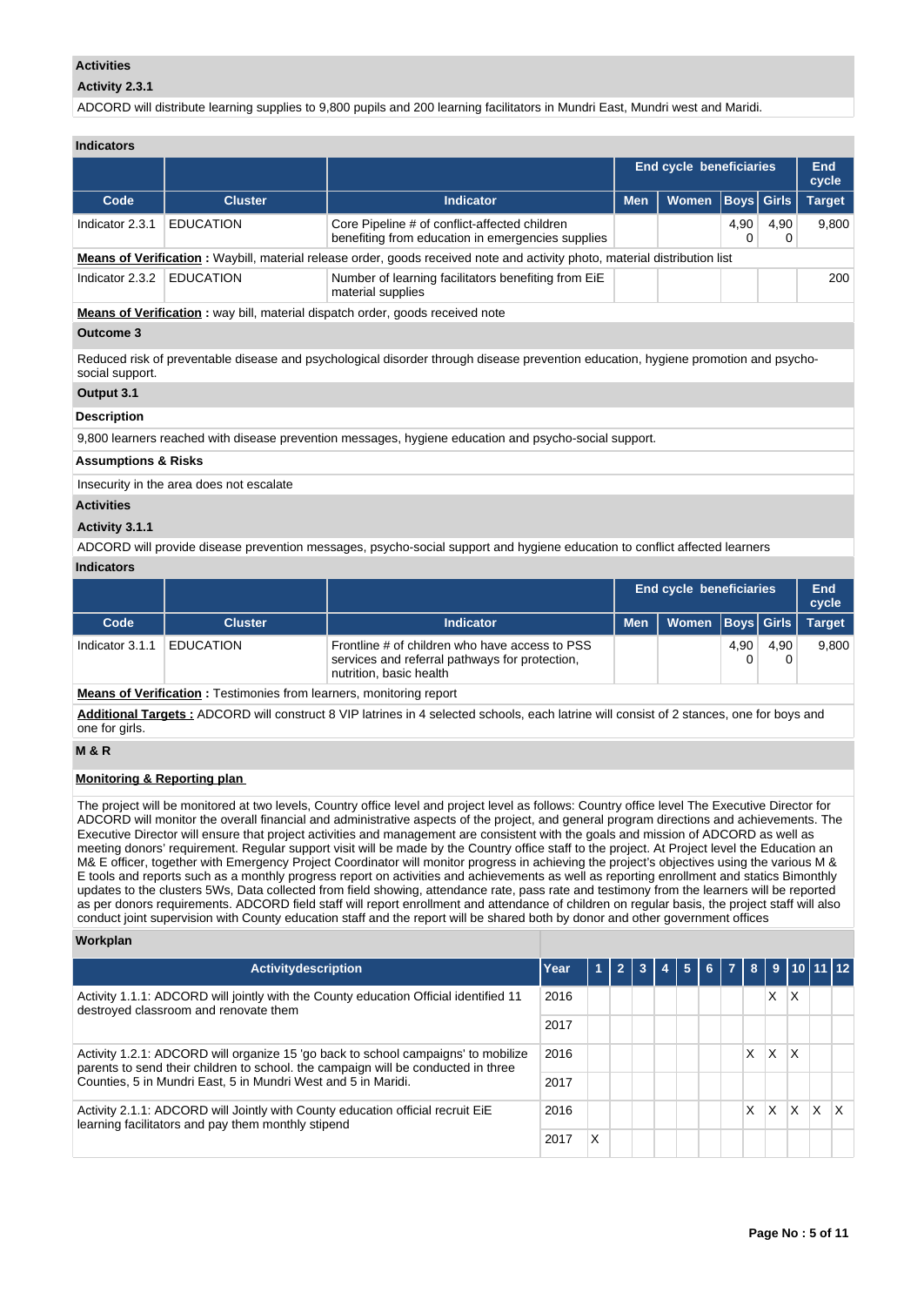**Activities**

**Activity 2.3.1**

ADCORD will distribute learning supplies to 9,800 pupils and 200 learning facilitators in Mundri East, Mundri west and Maridi.

**Indicators**

| | | | End cycle beneficiaries | | | | End cycle |
|---|---|---|---|---|---|---|---|
| Code | Cluster | Indicator | Men | Women | Boys | Girls | Target |
| Indicator 2.3.1 | EDUCATION | Core Pipeline # of conflict-affected children benefiting from education in emergencies supplies | | | 4,900 | 4,900 | 9,800 |

**Means of Verification :** Waybill, material release order, goods received note and activity photo, material distribution list

| | | | End cycle beneficiaries | | | | End cycle |
|---|---|---|---|---|---|---|---|
| Code | Cluster | Indicator | Men | Women | Boys | Girls | Target |
| Indicator 2.3.2 | EDUCATION | Number of learning facilitators benefiting from EiE material supplies | | | | | 200 |

**Means of Verification :** way bill, material dispatch order, goods received note

**Outcome 3**

Reduced risk of preventable disease and psychological disorder through disease prevention education, hygiene promotion and psycho-social support.

**Output 3.1**

**Description**

9,800 learners reached with disease prevention messages, hygiene education and psycho-social support.

**Assumptions & Risks**

Insecurity in the area does not escalate

**Activities**

**Activity 3.1.1**

ADCORD will provide disease prevention messages, psycho-social support and hygiene education to conflict affected learners

**Indicators**

| | | | End cycle beneficiaries | | | | End cycle |
|---|---|---|---|---|---|---|---|
| Code | Cluster | Indicator | Men | Women | Boys | Girls | Target |
| Indicator 3.1.1 | EDUCATION | Frontline # of children who have access to PSS services and referral pathways for protection, nutrition, basic health | | | 4,900 | 4,900 | 9,800 |

**Means of Verification :** Testimonies from learners, monitoring report

**Additional Targets :** ADCORD will construct 8 VIP latrines in 4 selected schools, each latrine will consist of 2 stances, one for boys and one for girls.

**M & R**

**Monitoring & Reporting plan**

The project will be monitored at two levels, Country office level and project level as follows: Country office level The Executive Director for ADCORD will monitor the overall financial and administrative aspects of the project, and general program directions and achievements. The Executive Director will ensure that project activities and management are consistent with the goals and mission of ADCORD as well as meeting donors' requirement. Regular support visit will be made by the Country office staff to the project. At Project level the Education an M& E officer, together with Emergency Project Coordinator will monitor progress in achieving the project's objectives using the various M & E tools and reports such as a monthly progress report on activities and achievements as well as reporting enrollment and statics Bimonthly updates to the clusters 5Ws, Data collected from field showing, attendance rate, pass rate and testimony from the learners will be reported as per donors requirements. ADCORD field staff will report enrollment and attendance of children on regular basis, the project staff will also conduct joint supervision with County education staff and the report will be shared both by donor and other government offices

**Workplan**

| Activitydescription | Year | 1 | 2 | 3 | 4 | 5 | 6 | 7 | 8 | 9 | 10 | 11 | 12 |
|---|---|---|---|---|---|---|---|---|---|---|---|---|---|
| Activity 1.1.1: ADCORD will jointly with the County education Official identified 11 destroyed classroom and renovate them | 2016 | | | | | | | | | X | X | | |
| | 2017 | | | | | | | | | | | | |
| Activity 1.2.1: ADCORD will organize 15 'go back to school campaigns' to mobilize parents to send their children to school. the campaign will be conducted in three Counties, 5 in Mundri East, 5 in Mundri West and 5 in Maridi. | 2016 | | | | | | | | X | X | X | | |
| | 2017 | | | | | | | | | | | | |
| Activity 2.1.1: ADCORD will Jointly with County education official recruit EiE learning facilitators and pay them monthly stipend | 2016 | | | | | | | | X | X | X | X | X |
| | 2017 | X | | | | | | | | | | | |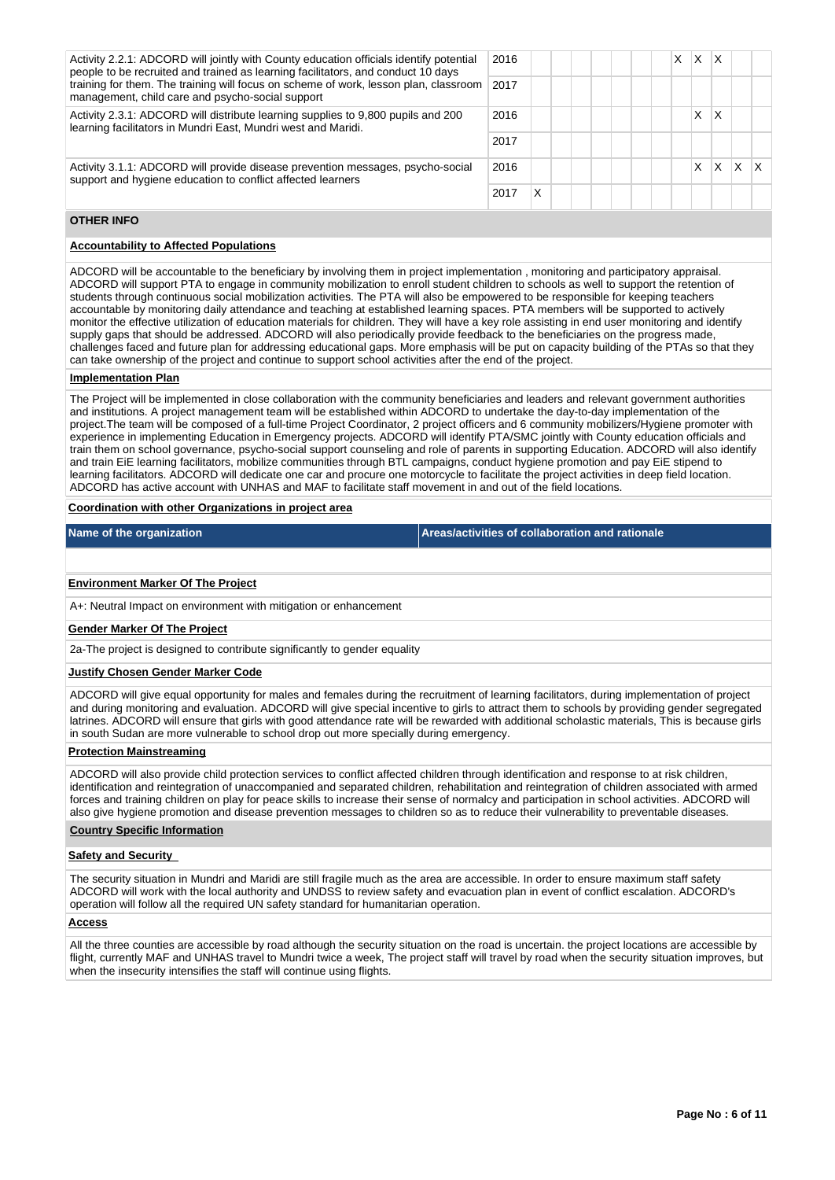| Activity | Year | 1 | 2 | 3 | 4 | 5 | 6 | 7 | 8 | 9 | 10 | 11 | 12 |
|---|---|---|---|---|---|---|---|---|---|---|---|---|---|
| Activity 2.2.1: ADCORD will jointly with County education officials identify potential people to be recruited and trained as learning facilitators, and conduct 10 days training for them. The training will focus on scheme of work, lesson plan, classroom management, child care and psycho-social support | 2016 | | | | | | | | X | X | X | | |
| | 2017 | | | | | | | | | | | | |
| Activity 2.3.1: ADCORD will distribute learning supplies to 9,800 pupils and 200 learning facilitators in Mundri East, Mundri west and Maridi. | 2016 | | | | | | | | | X | X | | |
| | 2017 | | | | | | | | | | | | |
| Activity 3.1.1: ADCORD will provide disease prevention messages, psycho-social support and hygiene education to conflict affected learners | 2016 | | | | | | | | | X | X | X | X |
| | 2017 | X | | | | | | | | | | | |

## OTHER INFO

### Accountability to Affected Populations

ADCORD will be accountable to the beneficiary by involving them in project implementation , monitoring and participatory appraisal. ADCORD will support PTA to engage in community mobilization to enroll student children to schools as well to support the retention of students through continuous social mobilization activities. The PTA will also be empowered to be responsible for keeping teachers accountable by monitoring daily attendance and teaching at established learning spaces. PTA members will be supported to actively monitor the effective utilization of education materials for children. They will have a key role assisting in end user monitoring and identify supply gaps that should be addressed. ADCORD will also periodically provide feedback to the beneficiaries on the progress made, challenges faced and future plan for addressing educational gaps. More emphasis will be put on capacity building of the PTAs so that they can take ownership of the project and continue to support school activities after the end of the project.

### Implementation Plan

The Project will be implemented in close collaboration with the community beneficiaries and leaders and relevant government authorities and institutions. A project management team will be established within ADCORD to undertake the day-to-day implementation of the project.The team will be composed of a full-time Project Coordinator, 2 project officers and 6 community mobilizers/Hygiene promoter with experience in implementing Education in Emergency projects. ADCORD will identify PTA/SMC jointly with County education officials and train them on school governance, psycho-social support counseling and role of parents in supporting Education. ADCORD will also identify and train EiE learning facilitators, mobilize communities through BTL campaigns, conduct hygiene promotion and pay EiE stipend to learning facilitators. ADCORD will dedicate one car and procure one motorcycle to facilitate the project activities in deep field location. ADCORD has active account with UNHAS and MAF to facilitate staff movement in and out of the field locations.

### Coordination with other Organizations in project area

| Name of the organization | Areas/activities of collaboration and rationale |
|---|---|
| | |

### Environment Marker Of The Project

A+: Neutral Impact on environment with mitigation or enhancement

### Gender Marker Of The Project

2a-The project is designed to contribute significantly to gender equality

### Justify Chosen Gender Marker Code

ADCORD will give equal opportunity for males and females during the recruitment of learning facilitators, during implementation of project and during monitoring and evaluation. ADCORD will give special incentive to girls to attract them to schools by providing gender segregated latrines. ADCORD will ensure that girls with good attendance rate will be rewarded with additional scholastic materials, This is because girls in south Sudan are more vulnerable to school drop out more specially during emergency.

### Protection Mainstreaming

ADCORD will also provide child protection services to conflict affected children through identification and response to at risk children, identification and reintegration of unaccompanied and separated children, rehabilitation and reintegration of children associated with armed forces and training children on play for peace skills to increase their sense of normalcy and participation in school activities. ADCORD will also give hygiene promotion and disease prevention messages to children so as to reduce their vulnerability to preventable diseases.

## Country Specific Information

### Safety and Security

The security situation in Mundri and Maridi are still fragile much as the area are accessible. In order to ensure maximum staff safety ADCORD will work with the local authority and UNDSS to review safety and evacuation plan in event of conflict escalation. ADCORD's operation will follow all the required UN safety standard for humanitarian operation.

### Access

All the three counties are accessible by road although the security situation on the road is uncertain. the project locations are accessible by flight, currently MAF and UNHAS travel to Mundri twice a week, The project staff will travel by road when the security situation improves, but when the insecurity intensifies the staff will continue using flights.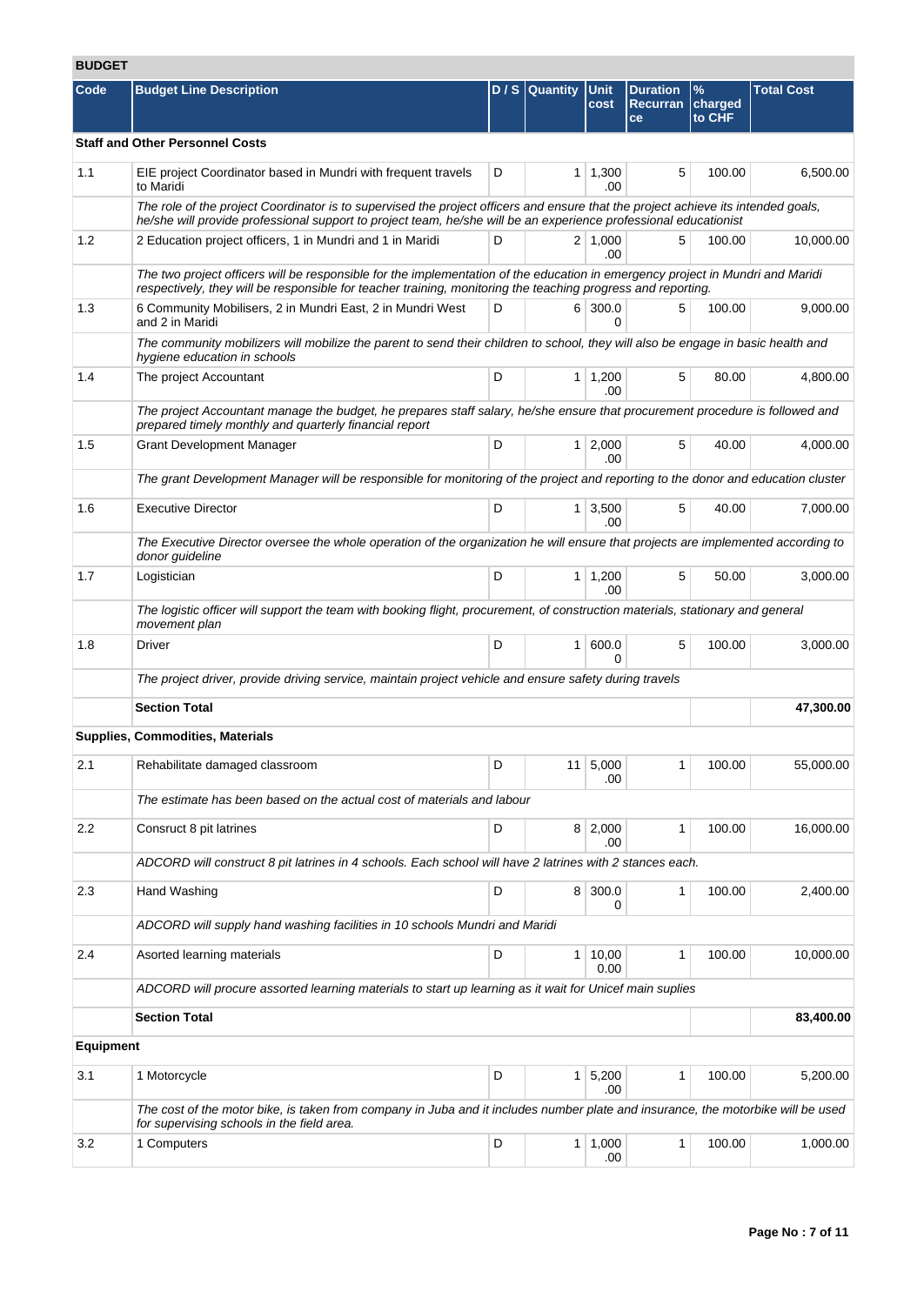## BUDGET

| Code | Budget Line Description | D / S | Quantity | Unit cost | Duration Recurrance | % charged to CHF | Total Cost |
|---|---|---|---|---|---|---|---|
| **Staff and Other Personnel Costs** | | | | | | | |
| 1.1 | EIE project Coordinator based in Mundri with frequent travels to Maridi | D | 1 | 1,300.00 | 5 | 100.00 | 6,500.00 |
| | *The role of the project Coordinator is to supervised the project officers and ensure that the project achieve its intended goals, he/she will provide professional support to project team, he/she will be an experience professional educationist* | | | | | | |
| 1.2 | 2 Education project officers, 1 in Mundri and 1 in Maridi | D | 2 | 1,000.00 | 5 | 100.00 | 10,000.00 |
| | *The two project officers will be responsible for the implementation of the education in emergency project in Mundri and Maridi respectively, they will be responsible for teacher training, monitoring the teaching progress and reporting.* | | | | | | |
| 1.3 | 6 Community Mobilisers, 2 in Mundri East, 2 in Mundri West and 2 in Maridi | D | 6 | 300.00 | 5 | 100.00 | 9,000.00 |
| | *The community mobilizers will mobilize the parent to send their children to school, they will also be engage in basic health and hygiene education in schools* | | | | | | |
| 1.4 | The project Accountant | D | 1 | 1,200.00 | 5 | 80.00 | 4,800.00 |
| | *The project Accountant manage the budget, he prepares staff salary, he/she ensure that procurement procedure is followed and prepared timely monthly and quarterly financial report* | | | | | | |
| 1.5 | Grant Development Manager | D | 1 | 2,000.00 | 5 | 40.00 | 4,000.00 |
| | *The grant Development Manager will be responsible for monitoring of the project and reporting to the donor and education cluster* | | | | | | |
| 1.6 | Executive Director | D | 1 | 3,500.00 | 5 | 40.00 | 7,000.00 |
| | *The Executive Director oversee the whole operation of the organization he will ensure that projects are implemented according to donor guideline* | | | | | | |
| 1.7 | Logistician | D | 1 | 1,200.00 | 5 | 50.00 | 3,000.00 |
| | *The logistic officer will support the team with booking flight, procurement, of construction materials, stationary and general movement plan* | | | | | | |
| 1.8 | Driver | D | 1 | 600.00 | 5 | 100.00 | 3,000.00 |
| | *The project driver, provide driving service, maintain project vehicle and ensure safety during travels* | | | | | | |
| | **Section Total** | | | | | | **47,300.00** |
| **Supplies, Commodities, Materials** | | | | | | | |
| 2.1 | Rehabilitate damaged classroom | D | 11 | 5,000.00 | 1 | 100.00 | 55,000.00 |
| | *The estimate has been based on the actual cost of materials and labour* | | | | | | |
| 2.2 | Consruct 8 pit latrines | D | 8 | 2,000.00 | 1 | 100.00 | 16,000.00 |
| | *ADCORD will construct 8 pit latrines in 4 schools. Each school will have 2 latrines with 2 stances each.* | | | | | | |
| 2.3 | Hand Washing | D | 8 | 300.00 | 1 | 100.00 | 2,400.00 |
| | *ADCORD will supply hand washing facilities in 10 schools Mundri and Maridi* | | | | | | |
| 2.4 | Asorted learning materials | D | 1 | 10,000.00 | 1 | 100.00 | 10,000.00 |
| | *ADCORD will procure assorted learning materials to start up learning as it wait for Unicef main suplies* | | | | | | |
| | **Section Total** | | | | | | **83,400.00** |
| **Equipment** | | | | | | | |
| 3.1 | 1 Motorcycle | D | 1 | 5,200.00 | 1 | 100.00 | 5,200.00 |
| | *The cost of the motor bike, is taken from company in Juba and it includes number plate and insurance, the motorbike will be used for supervising schools in the field area.* | | | | | | |
| 3.2 | 1 Computers | D | 1 | 1,000.00 | 1 | 100.00 | 1,000.00 |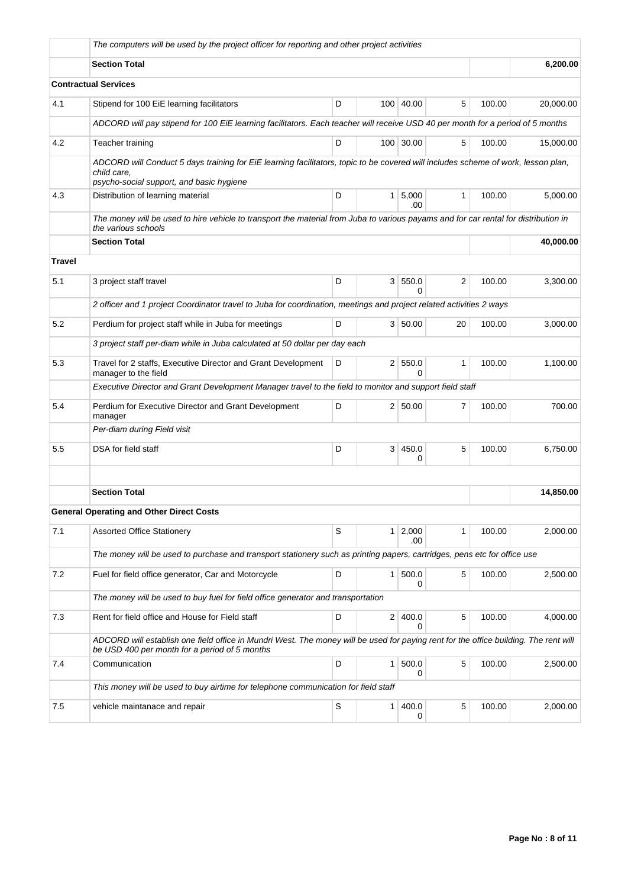| | The computers will be used by the project officer for reporting and other project activities | | | | | | |
|---|---|---|---|---|---|---|---|
| | **Section Total** | | | | | | **6,200.00** |
| **Contractual Services** | | | | | | | |
| 4.1 | Stipend for 100 EiE learning facilitators | D | 100 | 40.00 | 5 | 100.00 | 20,000.00 |
| | *ADCORD will pay stipend for 100 EiE learning facilitators. Each teacher will receive USD 40 per month for a period of 5 months* | | | | | | |
| 4.2 | Teacher training | D | 100 | 30.00 | 5 | 100.00 | 15,000.00 |
| | *ADCORD will Conduct 5 days training for EiE learning facilitators, topic to be covered will includes scheme of work, lesson plan, child care, psycho-social support, and basic hygiene* | | | | | | |
| 4.3 | Distribution of learning material | D | 1 | 5,000.00 | 1 | 100.00 | 5,000.00 |
| | *The money will be used to hire vehicle to transport the material from Juba to various payams and for car rental for distribution in the various schools* | | | | | | |
| | **Section Total** | | | | | | **40,000.00** |
| **Travel** | | | | | | | |
| 5.1 | 3 project staff travel | D | 3 | 550.00 | 2 | 100.00 | 3,300.00 |
| | *2 officer and 1 project Coordinator travel to Juba for coordination, meetings and project related activities 2 ways* | | | | | | |
| 5.2 | Perdium for project staff while in Juba for meetings | D | 3 | 50.00 | 20 | 100.00 | 3,000.00 |
| | *3 project staff per-diam while in Juba calculated at 50 dollar per day each* | | | | | | |
| 5.3 | Travel for 2 staffs, Executive Director and Grant Development manager to the field | D | 2 | 550.00 | 1 | 100.00 | 1,100.00 |
| | *Executive Director and Grant Development Manager travel to the field to monitor and support field staff* | | | | | | |
| 5.4 | Perdium for Executive Director and Grant Development manager | D | 2 | 50.00 | 7 | 100.00 | 700.00 |
| | *Per-diam during Field visit* | | | | | | |
| 5.5 | DSA for field staff | D | 3 | 450.00 | 5 | 100.00 | 6,750.00 |
| | | | | | | | |
| | **Section Total** | | | | | | **14,850.00** |
| **General Operating and Other Direct Costs** | | | | | | | |
| 7.1 | Assorted Office Stationery | S | 1 | 2,000.00 | 1 | 100.00 | 2,000.00 |
| | *The money will be used to purchase and transport stationery such as printing papers, cartridges, pens etc for office use* | | | | | | |
| 7.2 | Fuel for field office generator, Car and Motorcycle | D | 1 | 500.00 | 5 | 100.00 | 2,500.00 |
| | *The money will be used to buy fuel for field office generator and transportation* | | | | | | |
| 7.3 | Rent for field office and House for Field staff | D | 2 | 400.00 | 5 | 100.00 | 4,000.00 |
| | *ADCORD will establish one field office in Mundri West. The money will be used for paying rent for the office building. The rent will be USD 400 per month for a period of 5 months* | | | | | | |
| 7.4 | Communication | D | 1 | 500.00 | 5 | 100.00 | 2,500.00 |
| | *This money will be used to buy airtime for telephone communication for field staff* | | | | | | |
| 7.5 | vehicle maintanace and repair | S | 1 | 400.00 | 5 | 100.00 | 2,000.00 |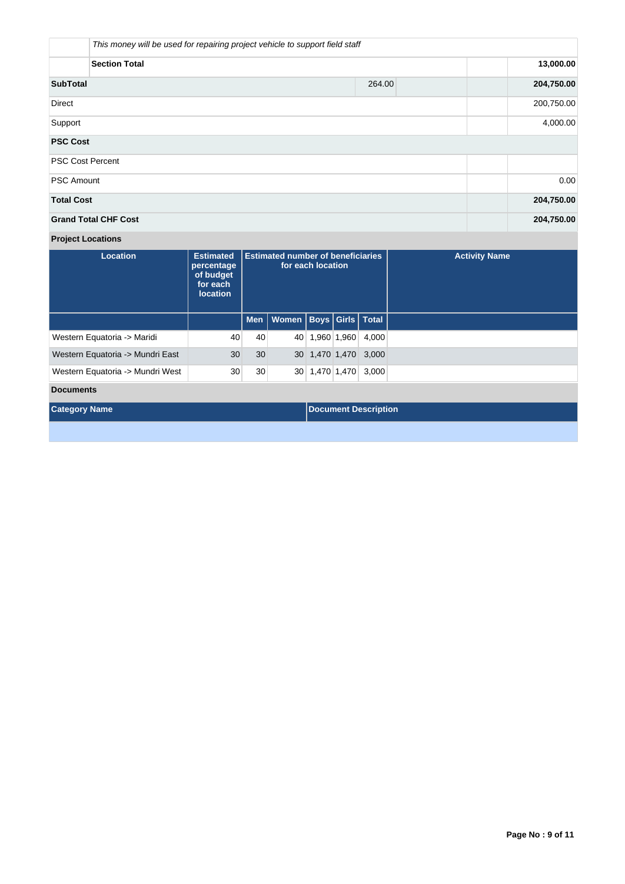| | | | | | |
|---|---|---|---|---|---|
| | *This money will be used for repairing project vehicle to support field staff* | | | | |
| | **Section Total** | | | | **13,000.00** |
| **SubTotal** | | 264.00 | | | **204,750.00** |
| Direct | | | | | 200,750.00 |
| Support | | | | | 4,000.00 |
| **PSC Cost** | | | | | |
| PSC Cost Percent | | | | | |
| PSC Amount | | | | | 0.00 |
| **Total Cost** | | | | | **204,750.00** |
| **Grand Total CHF Cost** | | | | | **204,750.00** |

**Project Locations**

| Location | Estimated percentage of budget for each location | Estimated number of beneficiaries for each location | | | | | Activity Name |
|---|---|---|---|---|---|---|---|
| | | Men | Women | Boys | Girls | Total | |
| Western Equatoria -> Maridi | 40 | 40 | 40 | 1,960 | 1,960 | 4,000 | |
| Western Equatoria -> Mundri East | 30 | 30 | 30 | 1,470 | 1,470 | 3,000 | |
| Western Equatoria -> Mundri West | 30 | 30 | 30 | 1,470 | 1,470 | 3,000 | |

**Documents**

| Category Name | Document Description |
|---|---|
| | |